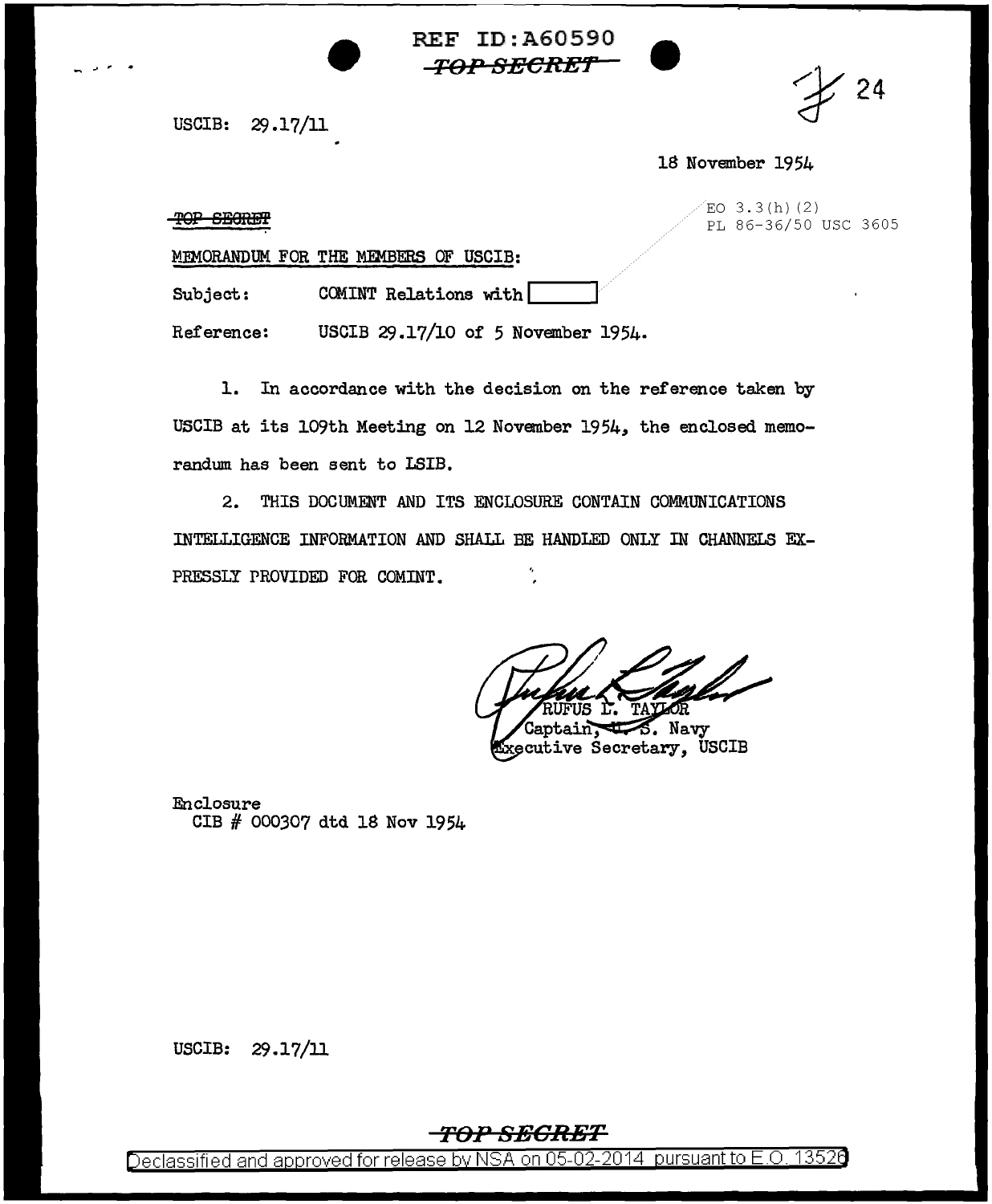REF ID:A60590

~~TOP SECRET~~

USCIB: 29.17/11

18 November 1954

~~TOP SECRET~~

EO 3.3(h)(2)
PL 86-36/50 USC 3605

MEMORANDUM FOR THE MEMBERS OF USCIB:

Subject: COMINT Relations with [ ]

Reference: USCIB 29.17/10 of 5 November 1954.

1. In accordance with the decision on the reference taken by USCIB at its 109th Meeting on 12 November 1954, the enclosed memorandum has been sent to LSIB.

2. THIS DOCUMENT AND ITS ENCLOSURE CONTAIN COMMUNICATIONS INTELLIGENCE INFORMATION AND SHALL BE HANDLED ONLY IN CHANNELS EXPRESSLY PROVIDED FOR COMINT.

RUFUS L. TAYLOR
Captain, U. S. Navy
Executive Secretary, USCIB

Enclosure
CIB # 000307 dtd 18 Nov 1954

USCIB: 29.17/11

~~TOP SECRET~~

Declassified and approved for release by NSA on 05-02-2014 pursuant to E.O. 13526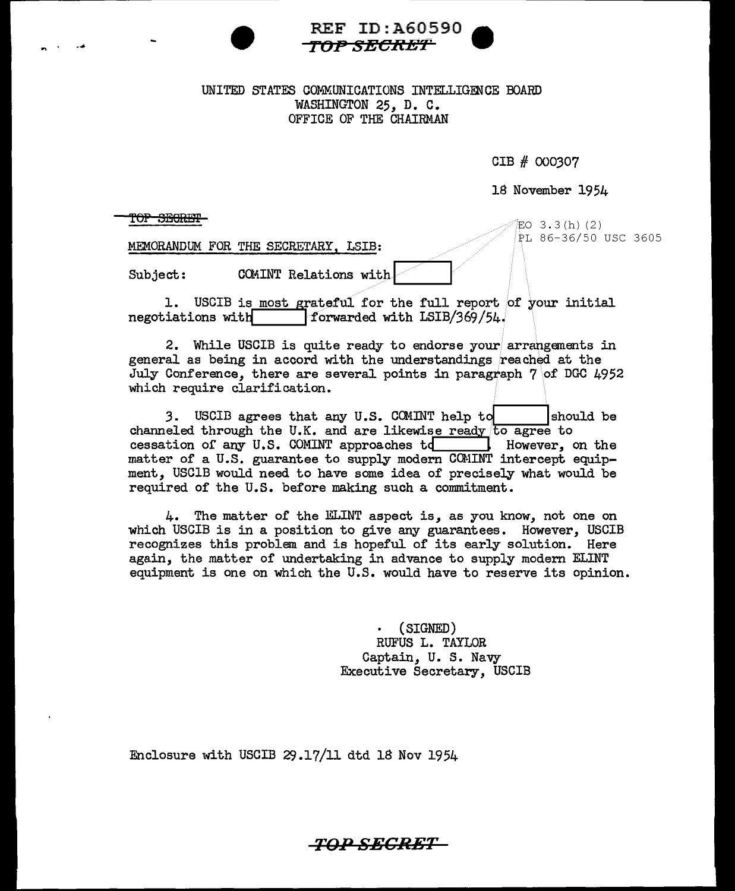REF ID:A60590
TOP SECRET

UNITED STATES COMMUNICATIONS INTELLIGENCE BOARD
WASHINGTON 25, D. C.
OFFICE OF THE CHAIRMAN

CIB # 000307

18 November 1954

TOP SECRET

EO 3.3(h)(2)
PL 86-36/50 USC 3605

MEMORANDUM FOR THE SECRETARY, LSIB:

Subject: COMINT Relations with [ ]

1. USCIB is most grateful for the full report of your initial negotiations with [ ] forwarded with LSIB/369/54.

2. While USCIB is quite ready to endorse your arrangements in general as being in accord with the understandings reached at the July Conference, there are several points in paragraph 7 of DGC 4952 which require clarification.

3. USCIB agrees that any U.S. COMINT help to [ ] should be channeled through the U.K. and are likewise ready to agree to cessation of any U.S. COMINT approaches to [ ]. However, on the matter of a U.S. guarantee to supply modern COMINT intercept equipment, USCIB would need to have some idea of precisely what would be required of the U.S. before making such a commitment.

4. The matter of the ELINT aspect is, as you know, not one on which USCIB is in a position to give any guarantees. However, USCIB recognizes this problem and is hopeful of its early solution. Here again, the matter of undertaking in advance to supply modern ELINT equipment is one on which the U.S. would have to reserve its opinion.

(SIGNED)
RUFUS L. TAYLOR
Captain, U. S. Navy
Executive Secretary, USCIB

Enclosure with USCIB 29.17/11 dtd 18 Nov 1954

TOP SECRET